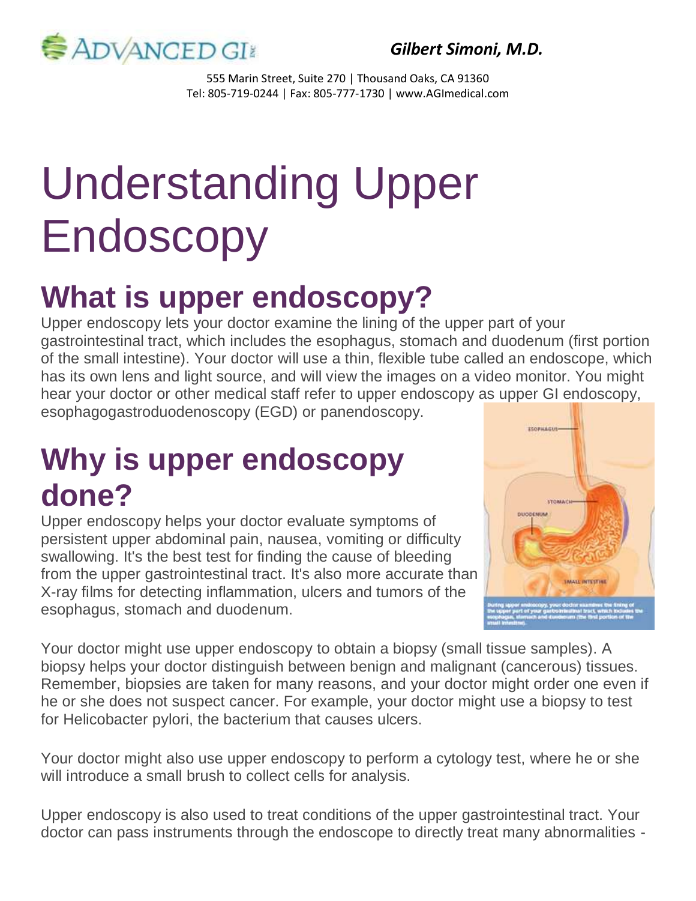Gilbert Simoni, M.D.

555 Marin Street, Suite 270 | Thousand Oaks, CA 91360
Tel: 805-719-0244 | Fax: 805-777-1730 | www.AGImedical.com

# Understanding Upper Endoscopy

## What is upper endoscopy?

Upper endoscopy lets your doctor examine the lining of the upper part of your gastrointestinal tract, which includes the esophagus, stomach and duodenum (first portion of the small intestine). Your doctor will use a thin, flexible tube called an endoscope, which has its own lens and light source, and will view the images on a video monitor. You might hear your doctor or other medical staff refer to upper endoscopy as upper GI endoscopy, esophagogastroduodenoscopy (EGD) or panendoscopy.

## Why is upper endoscopy done?

Upper endoscopy helps your doctor evaluate symptoms of persistent upper abdominal pain, nausea, vomiting or difficulty swallowing. It's the best test for finding the cause of bleeding from the upper gastrointestinal tract. It's also more accurate than X-ray films for detecting inflammation, ulcers and tumors of the esophagus, stomach and duodenum.

During upper endoscopy, your doctor examines the lining of the upper part of your gastrointestinal tract, which includes the esophagus, stomach and duodenum (the first portion of the small intestine).

Your doctor might use upper endoscopy to obtain a biopsy (small tissue samples). A biopsy helps your doctor distinguish between benign and malignant (cancerous) tissues. Remember, biopsies are taken for many reasons, and your doctor might order one even if he or she does not suspect cancer. For example, your doctor might use a biopsy to test for Helicobacter pylori, the bacterium that causes ulcers.

Your doctor might also use upper endoscopy to perform a cytology test, where he or she will introduce a small brush to collect cells for analysis.

Upper endoscopy is also used to treat conditions of the upper gastrointestinal tract. Your doctor can pass instruments through the endoscope to directly treat many abnormalities -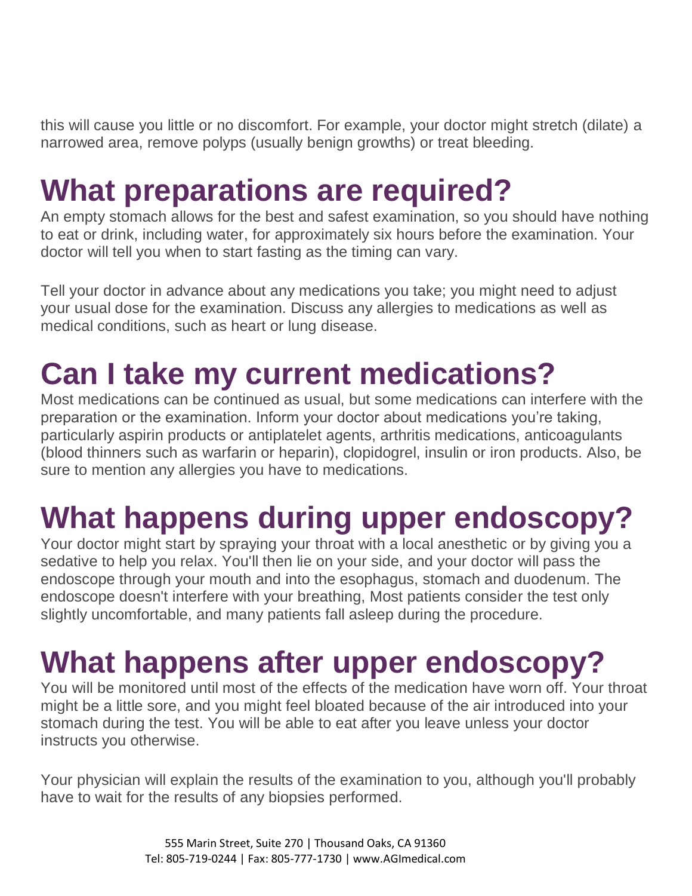this will cause you little or no discomfort. For example, your doctor might stretch (dilate) a narrowed area, remove polyps (usually benign growths) or treat bleeding.

# What preparations are required?

An empty stomach allows for the best and safest examination, so you should have nothing to eat or drink, including water, for approximately six hours before the examination. Your doctor will tell you when to start fasting as the timing can vary.

Tell your doctor in advance about any medications you take; you might need to adjust your usual dose for the examination. Discuss any allergies to medications as well as medical conditions, such as heart or lung disease.

# Can I take my current medications?

Most medications can be continued as usual, but some medications can interfere with the preparation or the examination. Inform your doctor about medications you're taking, particularly aspirin products or antiplatelet agents, arthritis medications, anticoagulants (blood thinners such as warfarin or heparin), clopidogrel, insulin or iron products. Also, be sure to mention any allergies you have to medications.

# What happens during upper endoscopy?

Your doctor might start by spraying your throat with a local anesthetic or by giving you a sedative to help you relax. You'll then lie on your side, and your doctor will pass the endoscope through your mouth and into the esophagus, stomach and duodenum. The endoscope doesn't interfere with your breathing, Most patients consider the test only slightly uncomfortable, and many patients fall asleep during the procedure.

# What happens after upper endoscopy?

You will be monitored until most of the effects of the medication have worn off. Your throat might be a little sore, and you might feel bloated because of the air introduced into your stomach during the test. You will be able to eat after you leave unless your doctor instructs you otherwise.

Your physician will explain the results of the examination to you, although you'll probably have to wait for the results of any biopsies performed.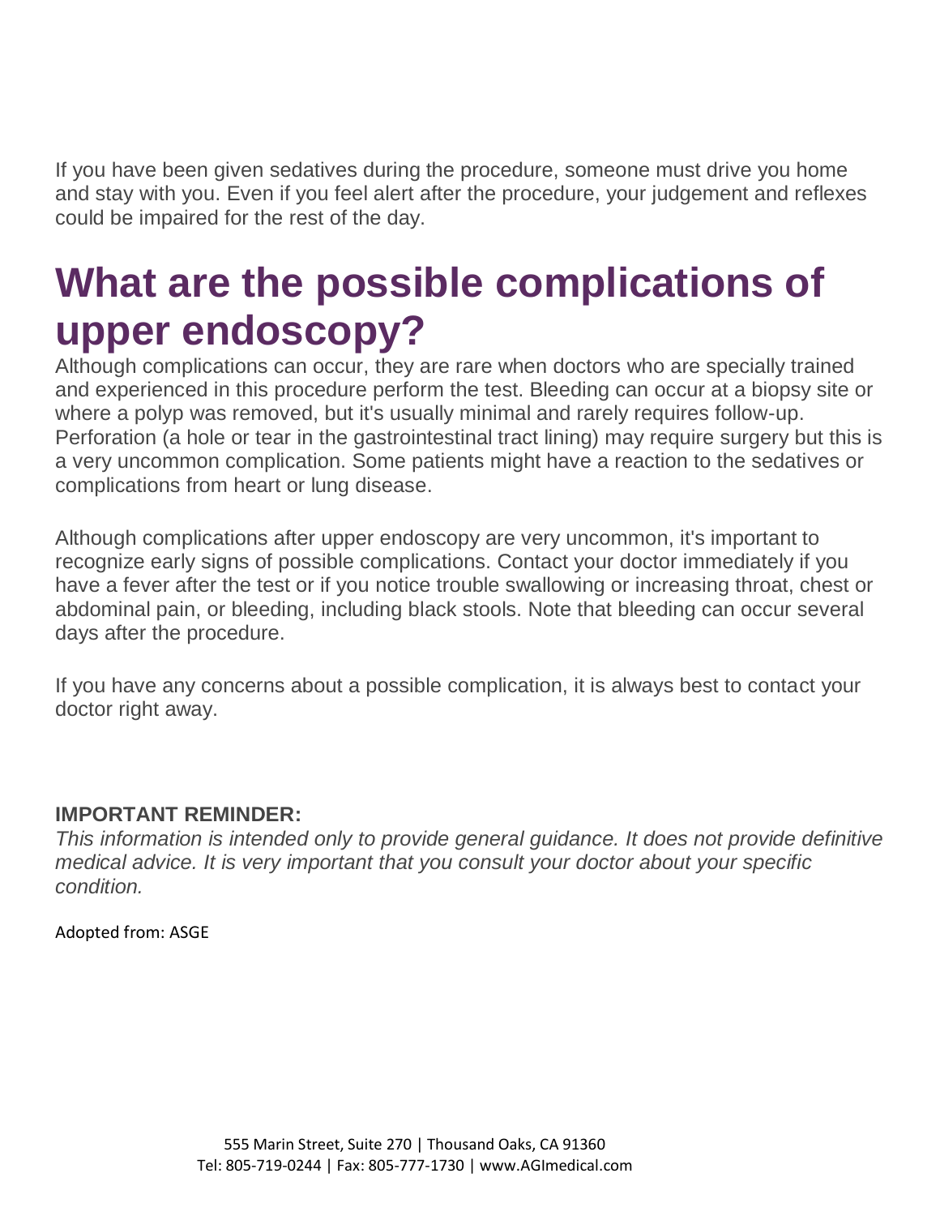If you have been given sedatives during the procedure, someone must drive you home and stay with you. Even if you feel alert after the procedure, your judgement and reflexes could be impaired for the rest of the day.

# What are the possible complications of upper endoscopy?

Although complications can occur, they are rare when doctors who are specially trained and experienced in this procedure perform the test. Bleeding can occur at a biopsy site or where a polyp was removed, but it's usually minimal and rarely requires follow-up. Perforation (a hole or tear in the gastrointestinal tract lining) may require surgery but this is a very uncommon complication. Some patients might have a reaction to the sedatives or complications from heart or lung disease.

Although complications after upper endoscopy are very uncommon, it's important to recognize early signs of possible complications. Contact your doctor immediately if you have a fever after the test or if you notice trouble swallowing or increasing throat, chest or abdominal pain, or bleeding, including black stools. Note that bleeding can occur several days after the procedure.

If you have any concerns about a possible complication, it is always best to contact your doctor right away.

**IMPORTANT REMINDER:**

*This information is intended only to provide general guidance. It does not provide definitive medical advice. It is very important that you consult your doctor about your specific condition.*

Adopted from: ASGE

555 Marin Street, Suite 270 | Thousand Oaks, CA 91360
Tel: 805-719-0244 | Fax: 805-777-1730 | www.AGImedical.com